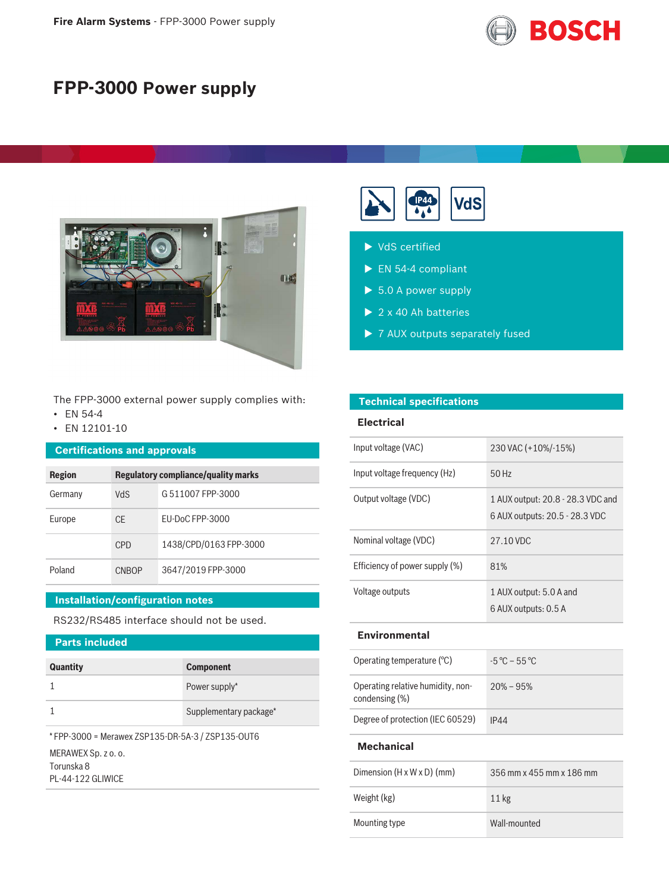# FPP-3000 Power supply

- VdS certified
- EN 54-4 compliant
- 5.0 A power supply
- 2 x 40 Ah batteries
- 7 AUX outputs separately fused

The FPP-3000 external power supply complies with:

- EN 54-4
- EN 12101-10

## Certifications and approvals

| Region | Regulatory compliance/quality marks | |
|---|---|---|
| Germany | VdS | G 511007 FPP-3000 |
| Europe | CE | EU-DoC FPP-3000 |
| | CPD | 1438/CPD/0163 FPP-3000 |
| Poland | CNBOP | 3647/2019 FPP-3000 |

## Installation/configuration notes

RS232/RS485 interface should not be used.

## Parts included

| Quantity | Component |
|---|---|
| 1 | Power supply* |
| 1 | Supplementary package* |

* FPP-3000 = Merawex ZSP135-DR-5A-3 / ZSP135-OUT6

MERAWEX Sp. z o. o.
Torunska 8
PL-44-122 GLIWICE

## Technical specifications

### Electrical

| | |
|---|---|
| Input voltage (VAC) | 230 VAC (+10%/-15%) |
| Input voltage frequency (Hz) | 50 Hz |
| Output voltage (VDC) | 1 AUX output: 20.8 - 28.3 VDC and<br>6 AUX outputs: 20.5 - 28.3 VDC |
| Nominal voltage (VDC) | 27.10 VDC |
| Efficiency of power supply (%) | 81% |
| Voltage outputs | 1 AUX output: 5.0 A and<br>6 AUX outputs: 0.5 A |

### Environmental

| | |
|---|---|
| Operating temperature (°C) | -5 °C – 55 °C |
| Operating relative humidity, non-condensing (%) | 20% – 95% |
| Degree of protection (IEC 60529) | IP44 |

### Mechanical

| | |
|---|---|
| Dimension (H x W x D) (mm) | 356 mm x 455 mm x 186 mm |
| Weight (kg) | 11 kg |
| Mounting type | Wall-mounted |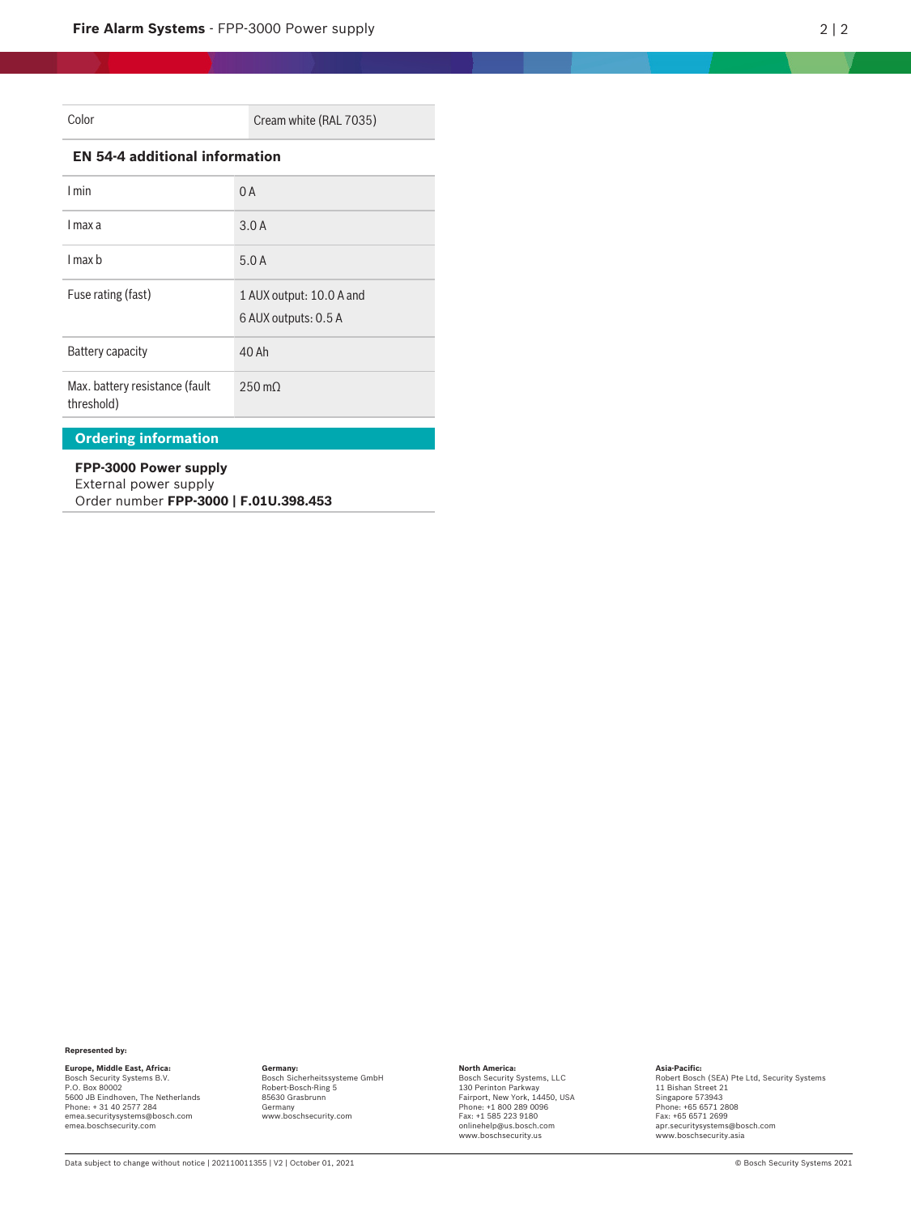| | |
|---|---|
| Color | Cream white (RAL 7035) |

## EN 54-4 additional information

| | |
|---|---|
| I min | 0 A |
| I max a | 3.0 A |
| I max b | 5.0 A |
| Fuse rating (fast) | 1 AUX output: 10.0 A and<br>6 AUX outputs: 0.5 A |
| Battery capacity | 40 Ah |
| Max. battery resistance (fault threshold) | 250 mΩ |

## Ordering information

**FPP-3000 Power supply**
External power supply
Order number **FPP-3000 | F.01U.398.453**

**Represented by:**

**Europe, Middle East, Africa:**
Bosch Security Systems B.V.
P.O. Box 80002
5600 JB Eindhoven, The Netherlands
Phone: + 31 40 2577 284
emea.securitysystems@bosch.com
emea.boschsecurity.com

**Germany:**
Bosch Sicherheitssysteme GmbH
Robert-Bosch-Ring 5
85630 Grasbrunn
Germany
www.boschsecurity.com

**North America:**
Bosch Security Systems, LLC
130 Perinton Parkway
Fairport, New York, 14450, USA
Phone: +1 800 289 0096
Fax: +1 585 223 9180
onlinehelp@us.bosch.com
www.boschsecurity.us

**Asia-Pacific:**
Robert Bosch (SEA) Pte Ltd, Security Systems
11 Bishan Street 21
Singapore 573943
Phone: +65 6571 2808
Fax: +65 6571 2699
apr.securitysystems@bosch.com
www.boschsecurity.asia

Data subject to change without notice | 202110011355 | V2 | October 01, 2021

© Bosch Security Systems 2021